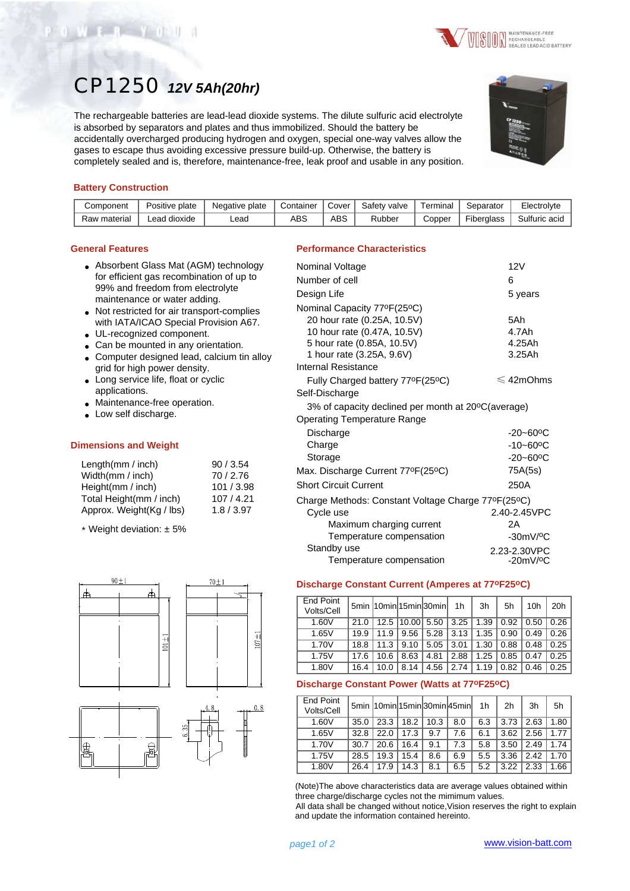# CP1250 *12V 5Ah(20hr)*

The rechargeable batteries are lead-lead dioxide systems. The dilute sulfuric acid electrolyte is absorbed by separators and plates and thus immobilized. Should the battery be accidentally overcharged producing hydrogen and oxygen, special one-way valves allow the gases to escape thus avoiding excessive pressure build-up. Otherwise, the battery is completely sealed and is, therefore, maintenance-free, leak proof and usable in any position.

## Battery Construction

| Component | Positive plate | Negative plate | Container | Cover | Safety valve | Terminal | Separator | Electrolyte |
|---|---|---|---|---|---|---|---|---|
| Raw material | Lead dioxide | Lead | ABS | ABS | Rubber | Copper | Fiberglass | Sulfuric acid |

## General Features

- Absorbent Glass Mat (AGM) technology for efficient gas recombination of up to 99% and freedom from electrolyte maintenance or water adding.
- Not restricted for air transport-complies with IATA/ICAO Special Provision A67.
- UL-recognized component.
- Can be mounted in any orientation.
- Computer designed lead, calcium tin alloy grid for high power density.
- Long service life, float or cyclic applications.
- Maintenance-free operation.
- Low self discharge.

## Dimensions and Weight

| | |
|---|---|
| Length(mm / inch) | 90 / 3.54 |
| Width(mm / inch) | 70 / 2.76 |
| Height(mm / inch) | 101 / 3.98 |
| Total Height(mm / inch) | 107 / 4.21 |
| Approx. Weight(Kg / lbs) | 1.8 / 3.97 |

* Weight deviation: ± 5%

## Performance Characteristics

| | |
|---|---|
| Nominal Voltage | 12V |
| Number of cell | 6 |
| Design Life | 5 years |
| Nominal Capacity 77ºF(25ºC) | |
| 20 hour rate (0.25A, 10.5V) | 5Ah |
| 10 hour rate (0.47A, 10.5V) | 4.7Ah |
| 5 hour rate (0.85A, 10.5V) | 4.25Ah |
| 1 hour rate (3.25A, 9.6V) | 3.25Ah |
| Internal Resistance | |
| Fully Charged battery 77ºF(25ºC) | ≤ 42mOhms |
| Self-Discharge | |
| 3% of capacity declined per month at 20ºC(average) | |
| Operating Temperature Range | |
| Discharge | -20~60ºC |
| Charge | -10~60ºC |
| Storage | -20~60ºC |
| Max. Discharge Current 77ºF(25ºC) | 75A(5s) |
| Short Circuit Current | 250A |
| Charge Methods: Constant Voltage Charge 77ºF(25ºC) | |
| Cycle use | 2.40-2.45VPC |
| Maximum charging current | 2A |
| Temperature compensation | -30mV/ºC |
| Standby use | 2.23-2.30VPC |
| Temperature compensation | -20mV/ºC |

## Discharge Constant Current (Amperes at 77ºF25ºC)

| End Point Volts/Cell | 5min | 10min | 15min | 30min | 1h | 3h | 5h | 10h | 20h |
|---|---|---|---|---|---|---|---|---|---|
| 1.60V | 21.0 | 12.5 | 10.00 | 5.50 | 3.25 | 1.39 | 0.92 | 0.50 | 0.26 |
| 1.65V | 19.9 | 11.9 | 9.56 | 5.28 | 3.13 | 1.35 | 0.90 | 0.49 | 0.26 |
| 1.70V | 18.8 | 11.3 | 9.10 | 5.05 | 3.01 | 1.30 | 0.88 | 0.48 | 0.25 |
| 1.75V | 17.6 | 10.6 | 8.63 | 4.81 | 2.88 | 1.25 | 0.85 | 0.47 | 0.25 |
| 1.80V | 16.4 | 10.0 | 8.14 | 4.56 | 2.74 | 1.19 | 0.82 | 0.46 | 0.25 |

## Discharge Constant Power (Watts at 77ºF25ºC)

| End Point Volts/Cell | 5min | 10min | 15min | 30min | 45min | 1h | 2h | 3h | 5h |
|---|---|---|---|---|---|---|---|---|---|
| 1.60V | 35.0 | 23.3 | 18.2 | 10.3 | 8.0 | 6.3 | 3.73 | 2.63 | 1.80 |
| 1.65V | 32.8 | 22.0 | 17.3 | 9.7 | 7.6 | 6.1 | 3.62 | 2.56 | 1.77 |
| 1.70V | 30.7 | 20.6 | 16.4 | 9.1 | 7.3 | 5.8 | 3.50 | 2.49 | 1.74 |
| 1.75V | 28.5 | 19.3 | 15.4 | 8.6 | 6.9 | 5.5 | 3.36 | 2.42 | 1.70 |
| 1.80V | 26.4 | 17.9 | 14.3 | 8.1 | 6.5 | 5.2 | 3.22 | 2.33 | 1.66 |

(Note)The above characteristics data are average values obtained within three charge/discharge cycles not the mimimum values.
All data shall be changed without notice,Vision reserves the right to explain and update the information contained hereinto.

www.vision-batt.com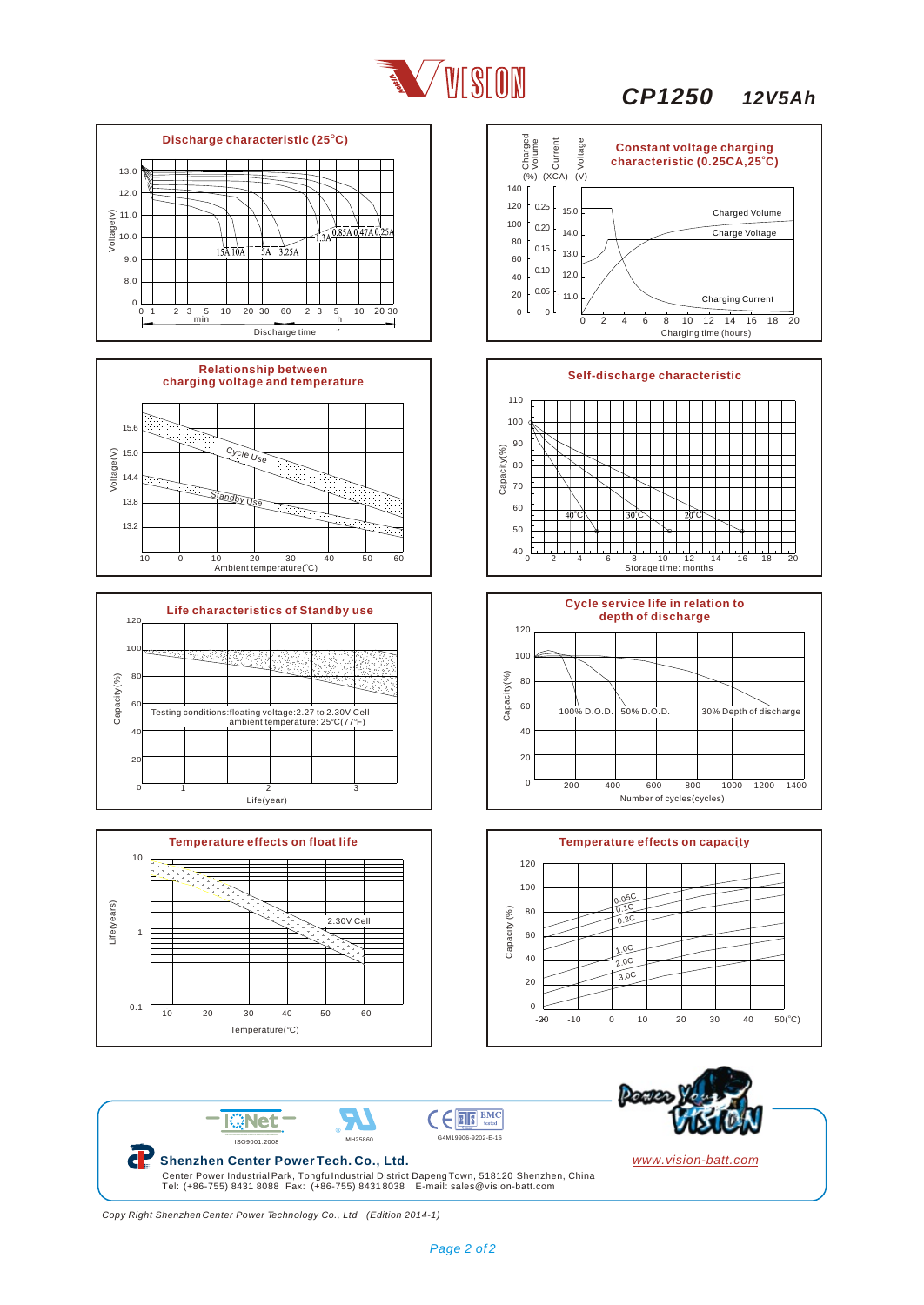# CP1250 12V5Ah

## Discharge characteristic (25°C)

Voltage(v)

13.0
12.0
11.0
10.0
9.0
8.0
0

15A 10A 5A 3.25A 1.3A 0.85A 0.47A 0.25A

0 1 2 3 5 10 20 30 60 2 3 5 10 20 30

min h

Discharge time

## Constant voltage charging characteristic (0.25CA,25°C)

Charged Volume (%) Current (XCA) Voltage (V)

140
120 0.25 15.0
100 0.20 14.0
80 0.15 13.0
60 0.10 12.0
40 0.05 11.0
20
0 0

Charged Volume

Charge Voltage

Charging Current

0 2 4 6 8 10 12 14 16 18 20

Charging time (hours)

## Relationship between charging voltage and temperature

Voltage(V)

15.6
15.0
14.4
13.8
13.2

Cycle Use

Standby Use

-10 0 10 20 30 40 50 60

Ambient temperature(°C)

## Self-discharge characteristic

Capacity(%)

110
100
90
80
70
60
50
40

40°C 30°C 20°C

0 2 4 6 8 10 12 14 16 18 20

Storage time: months

## Life characteristics of Standby use

Capacity(%)

120
100
80
60
40
20
0

Testing conditions:floating voltage:2.27 to 2.30V Cell
ambient temperature: 25°C(77°F)

1 2 3

Life(year)

## Cycle service life in relation to depth of discharge

Capacity(%)

120
100
80
60
40
20
0

100% D.O.D. 50% D.O.D. 30% Depth of discharge

200 400 600 800 1000 1200 1400

Number of cycles(cycles)

## Temperature effects on float life

Life(years)

10
1
0.1

2.30V Cell

10 20 30 40 50 60

Temperature(°C)

## Temperature effects on capacity

Capacity (%)

120
100
80
60
40
20
0

0.05C
0.1C
0.2C
1.0C
2.0C
3.0C

-20 -10 0 10 20 30 40 50(°C)

---

ISO9001:2008 MH25860 G4M19906-9202-E-16

**Shenzhen Center PowerTech. Co., Ltd.**

Center Power Industrial Park, Tongfu Industrial District Dapeng Town, 518120 Shenzhen, China
Tel: (+86-755) 8431 8088 Fax: (+86-755) 8431 8038 E-mail: sales@vision-batt.com

www.vision-batt.com

*Copy Right Shenzhen Center Power Technology Co., Ltd (Edition 2014-1)*